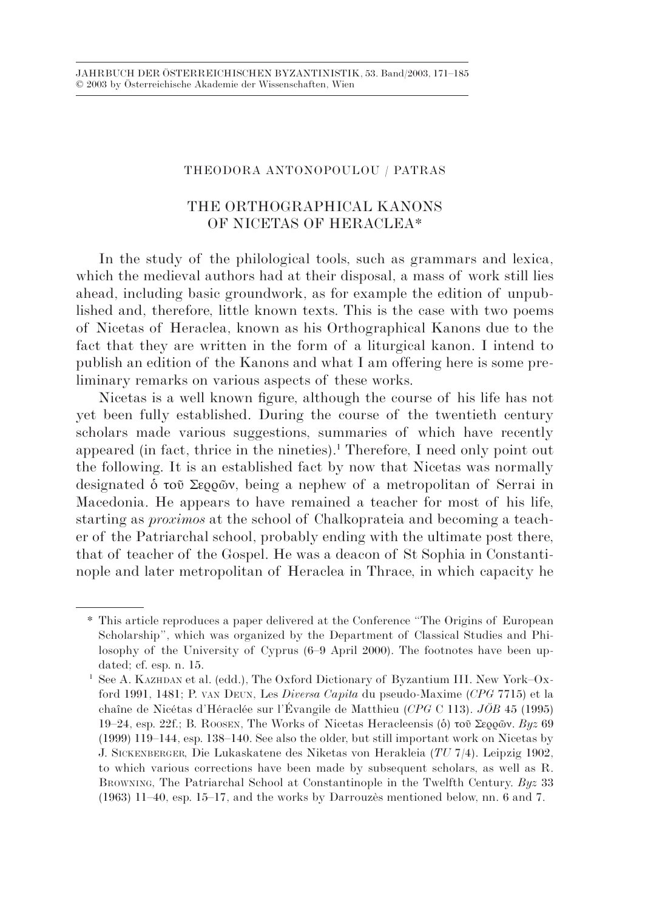THEODORA ANTONOPOULOU / PATRAS

# THE ORTHOGRAPHICAL KANONS OF NICETAS OF HERACLEA*

In the study of the philological tools, such as grammars and lexica, which the medieval authors had at their disposal, a mass of work still lies ahead, including basic groundwork, as for example the edition of unpublished and, therefore, little known texts. This is the case with two poems of Nicetas of Heraclea, known as his Orthographical Kanons due to the fact that they are written in the form of a liturgical kanon. I intend to publish an edition of the Kanons and what I am offering here is some preliminary remarks on various aspects of these works.

Nicetas is a well known figure, although the course of his life has not yet been fully established. During the course of the twentieth century scholars made various suggestions, summaries of which have recently appeared (in fact, thrice in the nineties).[1] Therefore, I need only point out the following. It is an established fact by now that Nicetas was normally designated ὁ τοῦ Σερρῶν, being a nephew of a metropolitan of Serrai in Macedonia. He appears to have remained a teacher for most of his life, starting as *proximos* at the school of Chalkoprateia and becoming a teacher of the Patriarchal school, probably ending with the ultimate post there, that of teacher of the Gospel. He was a deacon of St Sophia in Constantinople and later metropolitan of Heraclea in Thrace, in which capacity he

---

\* This article reproduces a paper delivered at the Conference "The Origins of European Scholarship", which was organized by the Department of Classical Studies and Philosophy of the University of Cyprus (6–9 April 2000). The footnotes have been updated; cf. esp. n. 15.

[1] See A. Kazhdan et al. (edd.), The Oxford Dictionary of Byzantium III. New York–Oxford 1991, 1481; P. van Deun, Les *Diversa Capita* du pseudo-Maxime (*CPG* 7715) et la chaîne de Nicétas d'Héraclée sur l'Évangile de Matthieu (*CPG* C 113). *JÖB* 45 (1995) 19–24, esp. 22f.; B. Roosen, The Works of Nicetas Heracleensis (ὁ) τοῦ Σερρῶν. *Byz* 69 (1999) 119–144, esp. 138–140. See also the older, but still important work on Nicetas by J. Sickenberger, Die Lukaskatene des Niketas von Herakleia (*TU* 7/4). Leipzig 1902, to which various corrections have been made by subsequent scholars, as well as R. Browning, The Patriarchal School at Constantinople in the Twelfth Century. *Byz* 33 (1963) 11–40, esp. 15–17, and the works by Darrouzès mentioned below, nn. 6 and 7.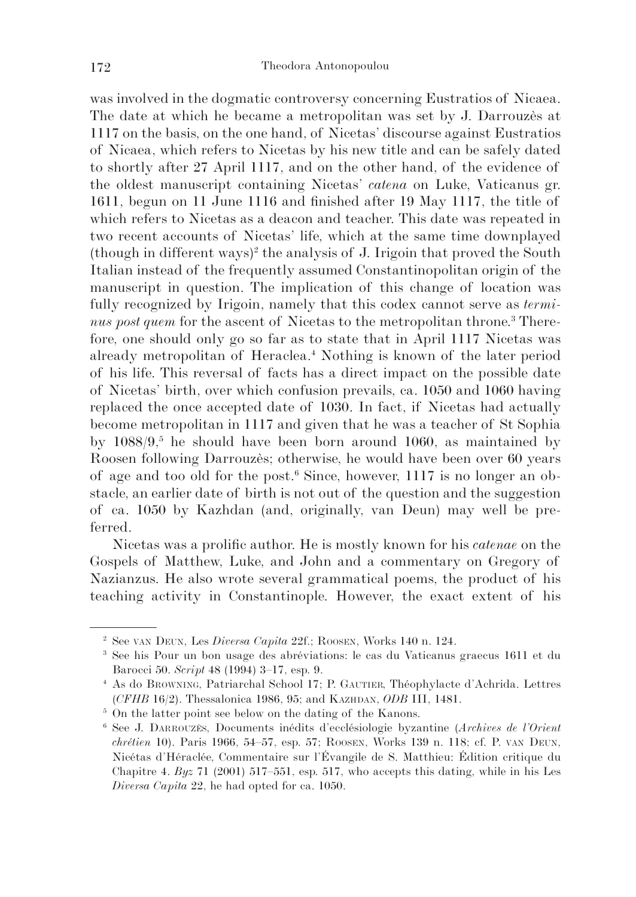was involved in the dogmatic controversy concerning Eustratios of Nicaea. The date at which he became a metropolitan was set by J. Darrouzès at 1117 on the basis, on the one hand, of Nicetas' discourse against Eustratios of Nicaea, which refers to Nicetas by his new title and can be safely dated to shortly after 27 April 1117, and on the other hand, of the evidence of the oldest manuscript containing Nicetas' *catena* on Luke, Vaticanus gr. 1611, begun on 11 June 1116 and finished after 19 May 1117, the title of which refers to Nicetas as a deacon and teacher. This date was repeated in two recent accounts of Nicetas' life, which at the same time downplayed (though in different ways)[2] the analysis of J. Irigoin that proved the South Italian instead of the frequently assumed Constantinopolitan origin of the manuscript in question. The implication of this change of location was fully recognized by Irigoin, namely that this codex cannot serve as *terminus post quem* for the ascent of Nicetas to the metropolitan throne.[3] Therefore, one should only go so far as to state that in April 1117 Nicetas was already metropolitan of Heraclea.[4] Nothing is known of the later period of his life. This reversal of facts has a direct impact on the possible date of Nicetas' birth, over which confusion prevails, ca. 1050 and 1060 having replaced the once accepted date of 1030. In fact, if Nicetas had actually become metropolitan in 1117 and given that he was a teacher of St Sophia by 1088/9,[5] he should have been born around 1060, as maintained by Roosen following Darrouzès; otherwise, he would have been over 60 years of age and too old for the post.[6] Since, however, 1117 is no longer an obstacle, an earlier date of birth is not out of the question and the suggestion of ca. 1050 by Kazhdan (and, originally, van Deun) may well be preferred.

Nicetas was a prolific author. He is mostly known for his *catenae* on the Gospels of Matthew, Luke, and John and a commentary on Gregory of Nazianzus. He also wrote several grammatical poems, the product of his teaching activity in Constantinople. However, the exact extent of his

---

[2] See van Deun, Les *Diversa Capita* 22f.; Roosen, Works 140 n. 124.

[3] See his Pour un bon usage des abréviations: le cas du Vaticanus graecus 1611 et du Barocci 50. *Script* 48 (1994) 3–17, esp. 9.

[4] As do Browning, Patriarchal School 17; P. Gautier, Théophylacte d'Achrida. Lettres (*CFHB* 16/2). Thessalonica 1986, 95; and Kazhdan, *ODB* III, 1481.

[5] On the latter point see below on the dating of the Kanons.

[6] See J. Darrouzès, Documents inédits d'ecclésiologie byzantine (*Archives de l'Orient chrétien* 10). Paris 1966, 54–57, esp. 57; Roosen, Works 139 n. 118; cf. P. van Deun, Nicétas d'Héraclée, Commentaire sur l'Évangile de S. Matthieu: Édition critique du Chapitre 4. *Byz* 71 (2001) 517–551, esp. 517, who accepts this dating, while in his Les *Diversa Capita* 22, he had opted for ca. 1050.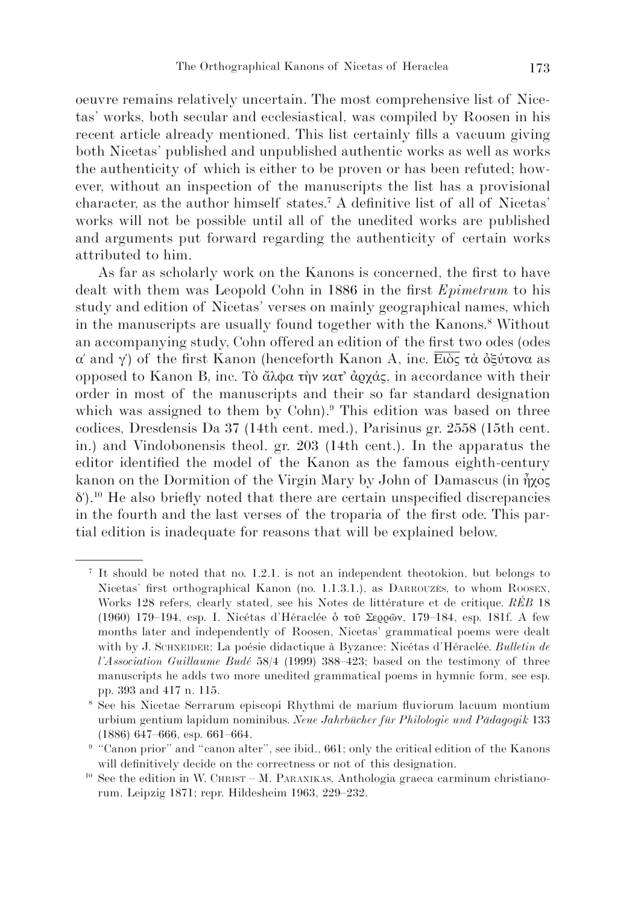oeuvre remains relatively uncertain. The most comprehensive list of Nicetas' works, both secular and ecclesiastical, was compiled by Roosen in his recent article already mentioned. This list certainly fills a vacuum giving both Nicetas' published and unpublished authentic works as well as works the authenticity of which is either to be proven or has been refuted; however, without an inspection of the manuscripts the list has a provisional character, as the author himself states.[7] A definitive list of all of Nicetas' works will not be possible until all of the unedited works are published and arguments put forward regarding the authenticity of certain works attributed to him.

As far as scholarly work on the Kanons is concerned, the first to have dealt with them was Leopold Cohn in 1886 in the first *Epimetrum* to his study and edition of Nicetas' verses on mainly geographical names, which in the manuscripts are usually found together with the Kanons.[8] Without an accompanying study, Cohn offered an edition of the first two odes (odes α′ and γ′) of the first Kanon (henceforth Kanon A, inc. Εἰὸς τὰ ὀξύτονα as opposed to Kanon B, inc. Τὸ ἄλφα τὴν κατ' ἀρχάς, in accordance with their order in most of the manuscripts and their so far standard designation which was assigned to them by Cohn).[9] This edition was based on three codices, Dresdensis Da 37 (14th cent. med.), Parisinus gr. 2558 (15th cent. in.) and Vindobonensis theol. gr. 203 (14th cent.). In the apparatus the editor identified the model of the Kanon as the famous eighth-century kanon on the Dormition of the Virgin Mary by John of Damascus (in ἦχος δ′).[10] He also briefly noted that there are certain unspecified discrepancies in the fourth and the last verses of the troparia of the first ode. This partial edition is inadequate for reasons that will be explained below.

---

[7] It should be noted that no. 1.2.1. is not an independent theotokion, but belongs to Nicetas' first orthographical Kanon (no. 1.1.3.1.), as Darrouzès, to whom Roosen, Works 128 refers, clearly stated, see his Notes de littérature et de critique. *RÉB* 18 (1960) 179–194, esp. I. Nicétas d'Héraclée ὁ τοῦ Σερρῶν, 179–184, esp. 181f. A few months later and independently of Roosen, Nicetas' grammatical poems were dealt with by J. Schneider: La poésie didactique à Byzance: Nicétas d'Héraclée. *Bulletin de l'Association Guillaume Budé* 58/4 (1999) 388–423; based on the testimony of three manuscripts he adds two more unedited grammatical poems in hymnic form, see esp. pp. 393 and 417 n. 115.

[8] See his Nicetae Serrarum episcopi Rhythmi de marium fluviorum lacuum montium urbium gentium lapidum nominibus. *Neue Jahrbücher für Philologie und Pädagogik* 133 (1886) 647–666, esp. 661–664.

[9] "Canon prior" and "canon alter", see ibid., 661; only the critical edition of the Kanons will definitively decide on the correctness or not of this designation.

[10] See the edition in W. Christ – M. Paranikas, Anthologia graeca carminum christianorum. Leipzig 1871; repr. Hildesheim 1963, 229–232.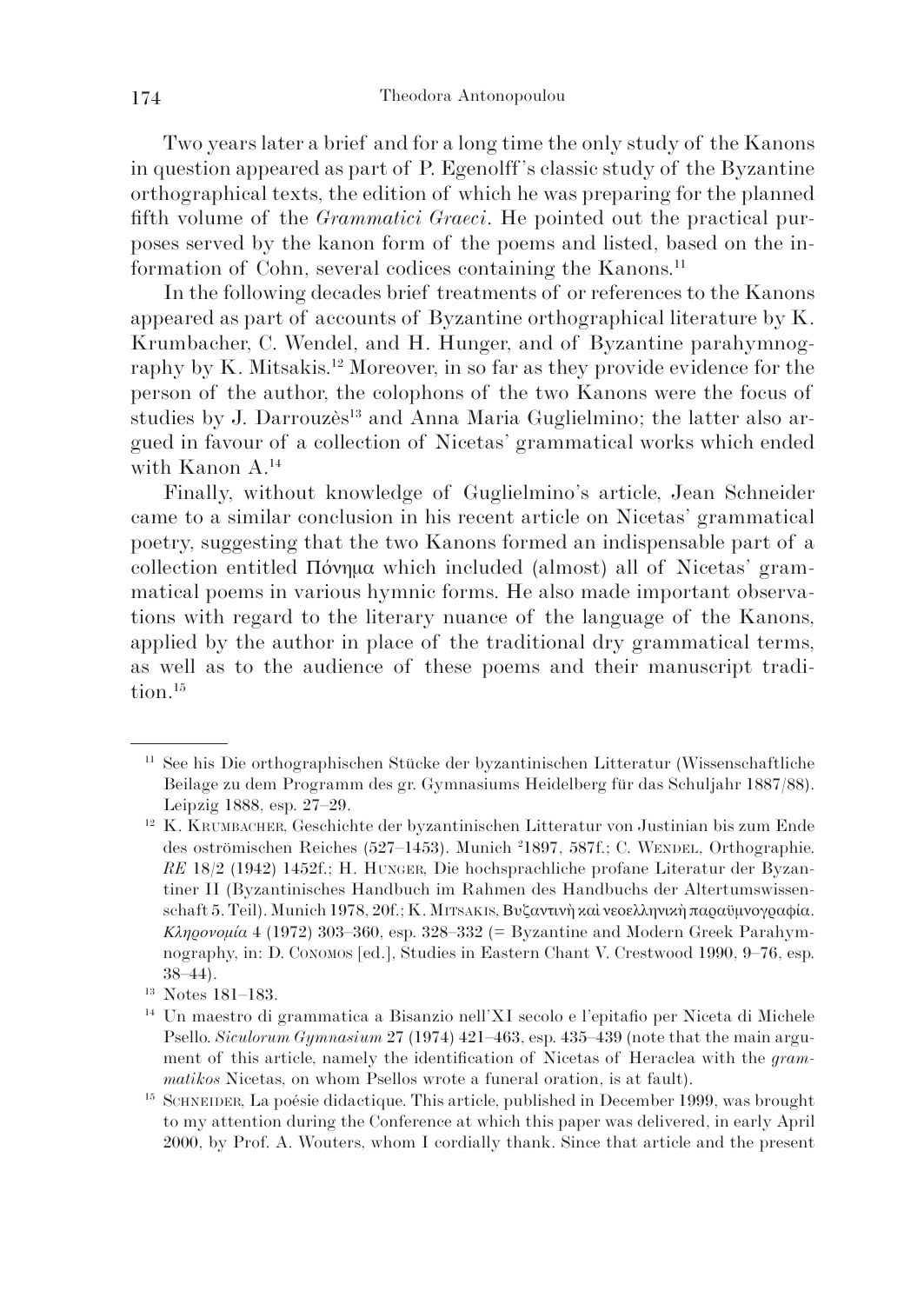Two years later a brief and for a long time the only study of the Kanons in question appeared as part of P. Egenolff's classic study of the Byzantine orthographical texts, the edition of which he was preparing for the planned fifth volume of the *Grammatici Graeci*. He pointed out the practical purposes served by the kanon form of the poems and listed, based on the information of Cohn, several codices containing the Kanons.[11]

In the following decades brief treatments of or references to the Kanons appeared as part of accounts of Byzantine orthographical literature by K. Krumbacher, C. Wendel, and H. Hunger, and of Byzantine parahymnography by K. Mitsakis.[12] Moreover, in so far as they provide evidence for the person of the author, the colophons of the two Kanons were the focus of studies by J. Darrouzès[13] and Anna Maria Guglielmino; the latter also argued in favour of a collection of Nicetas' grammatical works which ended with Kanon A.[14]

Finally, without knowledge of Guglielmino's article, Jean Schneider came to a similar conclusion in his recent article on Nicetas' grammatical poetry, suggesting that the two Kanons formed an indispensable part of a collection entitled Πόνημα which included (almost) all of Nicetas' grammatical poems in various hymnic forms. He also made important observations with regard to the literary nuance of the language of the Kanons, applied by the author in place of the traditional dry grammatical terms, as well as to the audience of these poems and their manuscript tradition.[15]

---

[11] See his Die orthographischen Stücke der byzantinischen Litteratur (Wissenschaftliche Beilage zu dem Programm des gr. Gymnasiums Heidelberg für das Schuljahr 1887/88). Leipzig 1888, esp. 27–29.

[12] K. Krumbacher, Geschichte der byzantinischen Litteratur von Justinian bis zum Ende des oströmischen Reiches (527–1453). Munich [2]1897, 587f.; C. Wendel, Orthographie. *RE* 18/2 (1942) 1452f.; H. Hunger, Die hochsprachliche profane Literatur der Byzantiner II (Byzantinisches Handbuch im Rahmen des Handbuchs der Altertumswissenschaft 5. Teil). Munich 1978, 20f.; K. Mitsakis, Βυζαντινὴ καὶ νεοελληνικὴ παραϋμνογραφία. *Κληρονομία* 4 (1972) 303–360, esp. 328–332 (= Byzantine and Modern Greek Parahymnography, in: D. Conomos [ed.], Studies in Eastern Chant V. Crestwood 1990, 9–76, esp. 38–44).

[13] Notes 181–183.

[14] Un maestro di grammatica a Bisanzio nell'XI secolo e l'epitafio per Niceta di Michele Psello. *Siculorum Gymnasium* 27 (1974) 421–463, esp. 435–439 (note that the main argument of this article, namely the identification of Nicetas of Heraclea with the *grammatikos* Nicetas, on whom Psellos wrote a funeral oration, is at fault).

[15] Schneider, La poésie didactique. This article, published in December 1999, was brought to my attention during the Conference at which this paper was delivered, in early April 2000, by Prof. A. Wouters, whom I cordially thank. Since that article and the present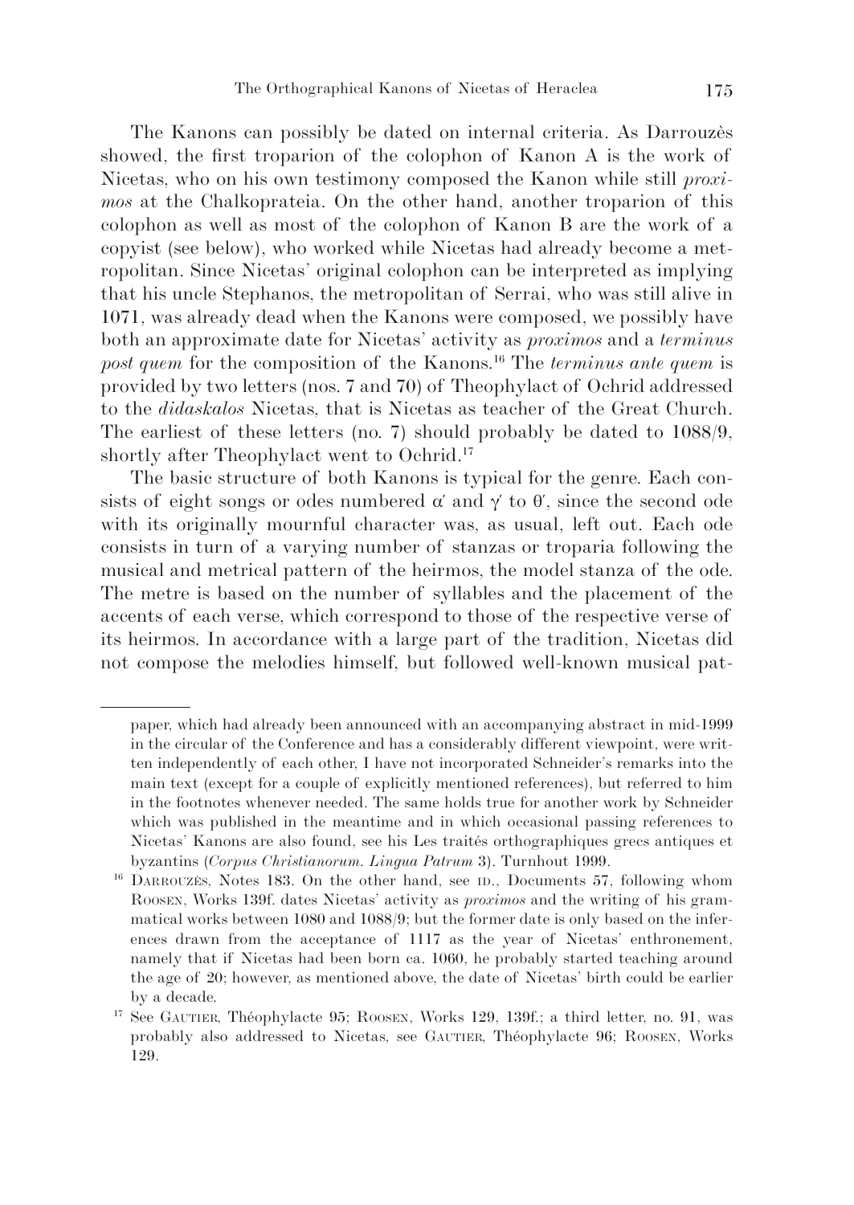The Kanons can possibly be dated on internal criteria. As Darrouzès showed, the first troparion of the colophon of Kanon A is the work of Nicetas, who on his own testimony composed the Kanon while still *proximos* at the Chalkoprateia. On the other hand, another troparion of this colophon as well as most of the colophon of Kanon B are the work of a copyist (see below), who worked while Nicetas had already become a metropolitan. Since Nicetas' original colophon can be interpreted as implying that his uncle Stephanos, the metropolitan of Serrai, who was still alive in 1071, was already dead when the Kanons were composed, we possibly have both an approximate date for Nicetas' activity as *proximos* and a *terminus post quem* for the composition of the Kanons.[16] The *terminus ante quem* is provided by two letters (nos. 7 and 70) of Theophylact of Ochrid addressed to the *didaskalos* Nicetas, that is Nicetas as teacher of the Great Church. The earliest of these letters (no. 7) should probably be dated to 1088/9, shortly after Theophylact went to Ochrid.[17]

The basic structure of both Kanons is typical for the genre. Each consists of eight songs or odes numbered α′ and γ′ to θ′, since the second ode with its originally mournful character was, as usual, left out. Each ode consists in turn of a varying number of stanzas or troparia following the musical and metrical pattern of the heirmos, the model stanza of the ode. The metre is based on the number of syllables and the placement of the accents of each verse, which correspond to those of the respective verse of its heirmos. In accordance with a large part of the tradition, Nicetas did not compose the melodies himself, but followed well-known musical pat-

---

paper, which had already been announced with an accompanying abstract in mid-1999 in the circular of the Conference and has a considerably different viewpoint, were written independently of each other, I have not incorporated Schneider's remarks into the main text (except for a couple of explicitly mentioned references), but referred to him in the footnotes whenever needed. The same holds true for another work by Schneider which was published in the meantime and in which occasional passing references to Nicetas' Kanons are also found, see his Les traités orthographiques grecs antiques et byzantins (*Corpus Christianorum. Lingua Patrum* 3). Turnhout 1999.

[16] Darrouzès, Notes 183. On the other hand, see id., Documents 57, following whom Roosen, Works 139f. dates Nicetas' activity as *proximos* and the writing of his grammatical works between 1080 and 1088/9; but the former date is only based on the inferences drawn from the acceptance of 1117 as the year of Nicetas' enthronement, namely that if Nicetas had been born ca. 1060, he probably started teaching around the age of 20; however, as mentioned above, the date of Nicetas' birth could be earlier by a decade.

[17] See Gautier, Théophylacte 95; Roosen, Works 129, 139f.; a third letter, no. 91, was probably also addressed to Nicetas, see Gautier, Théophylacte 96; Roosen, Works 129.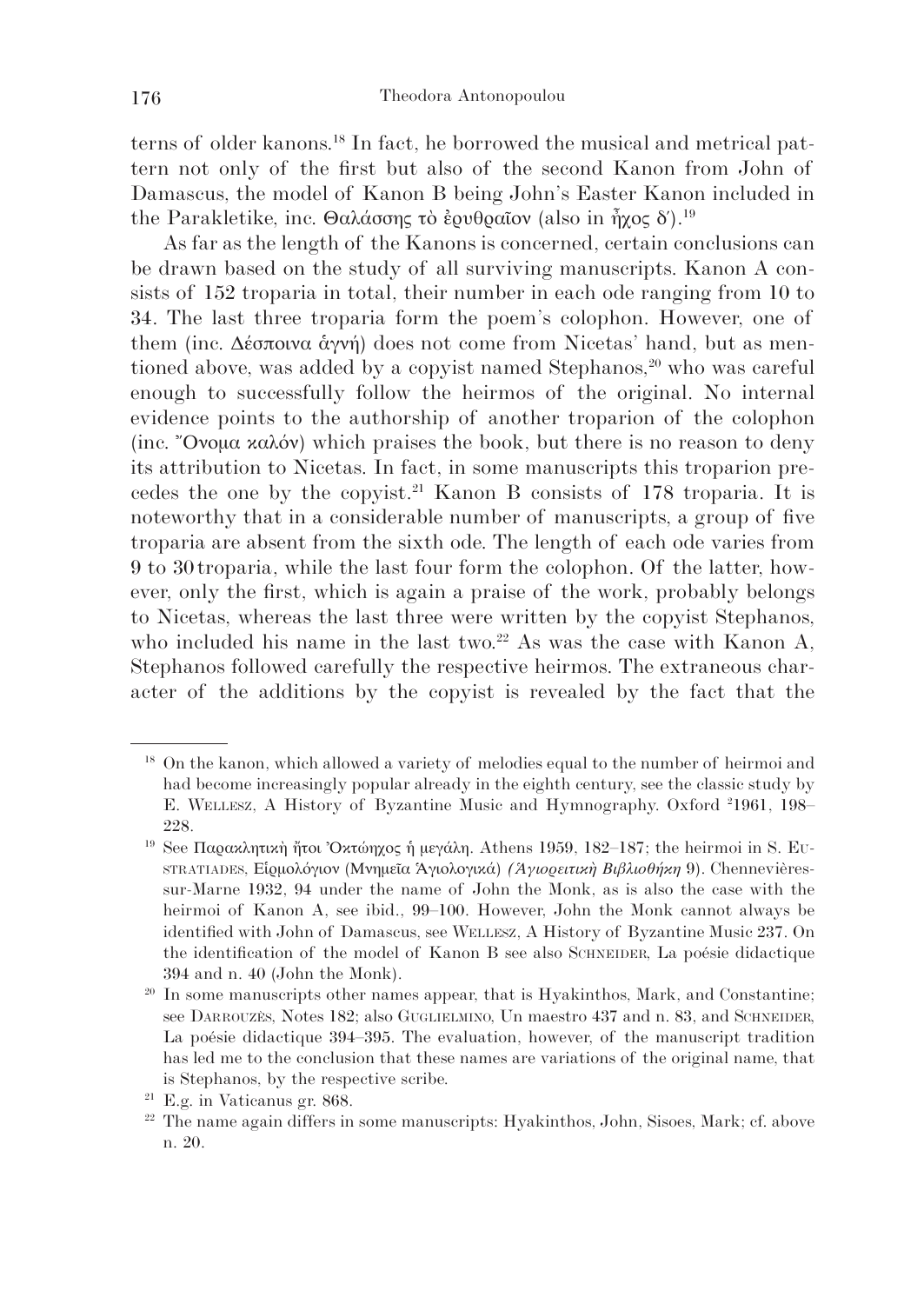terns of older kanons.[18] In fact, he borrowed the musical and metrical pattern not only of the first but also of the second Kanon from John of Damascus, the model of Kanon B being John's Easter Kanon included in the Parakletike, inc. Θαλάσσης τὸ ἐρυθραῖον (also in ἦχος δ').[19]

As far as the length of the Kanons is concerned, certain conclusions can be drawn based on the study of all surviving manuscripts. Kanon A consists of 152 troparia in total, their number in each ode ranging from 10 to 34. The last three troparia form the poem's colophon. However, one of them (inc. Δέσποινα ἁγνή) does not come from Nicetas' hand, but as mentioned above, was added by a copyist named Stephanos,[20] who was careful enough to successfully follow the heirmos of the original. No internal evidence points to the authorship of another troparion of the colophon (inc. Ὄνομα καλόν) which praises the book, but there is no reason to deny its attribution to Nicetas. In fact, in some manuscripts this troparion precedes the one by the copyist.[21] Kanon B consists of 178 troparia. It is noteworthy that in a considerable number of manuscripts, a group of five troparia are absent from the sixth ode. The length of each ode varies from 9 to 30 troparia, while the last four form the colophon. Of the latter, however, only the first, which is again a praise of the work, probably belongs to Nicetas, whereas the last three were written by the copyist Stephanos, who included his name in the last two.[22] As was the case with Kanon A, Stephanos followed carefully the respective heirmos. The extraneous character of the additions by the copyist is revealed by the fact that the

---

[18] On the kanon, which allowed a variety of melodies equal to the number of heirmoi and had become increasingly popular already in the eighth century, see the classic study by E. Wellesz, A History of Byzantine Music and Hymnography. Oxford ²1961, 198–228.

[19] See Παρακλητικὴ ἤτοι Ὀκτώηχος ἡ μεγάλη. Athens 1959, 182–187; the heirmoi in S. Eustratiades, Εἱρμολόγιον (Μνημεῖα Ἁγιολογικά) *(Ἁγιορειτικὴ Βιβλιοθήκη* 9). Chennevières-sur-Marne 1932, 94 under the name of John the Monk, as is also the case with the heirmoi of Kanon A, see ibid., 99–100. However, John the Monk cannot always be identified with John of Damascus, see Wellesz, A History of Byzantine Music 237. On the identification of the model of Kanon B see also Schneider, La poésie didactique 394 and n. 40 (John the Monk).

[20] In some manuscripts other names appear, that is Hyakinthos, Mark, and Constantine; see Darrouzès, Notes 182; also Guglielmino, Un maestro 437 and n. 83, and Schneider, La poésie didactique 394–395. The evaluation, however, of the manuscript tradition has led me to the conclusion that these names are variations of the original name, that is Stephanos, by the respective scribe.

[21] E.g. in Vaticanus gr. 868.

[22] The name again differs in some manuscripts: Hyakinthos, John, Sisoes, Mark; cf. above n. 20.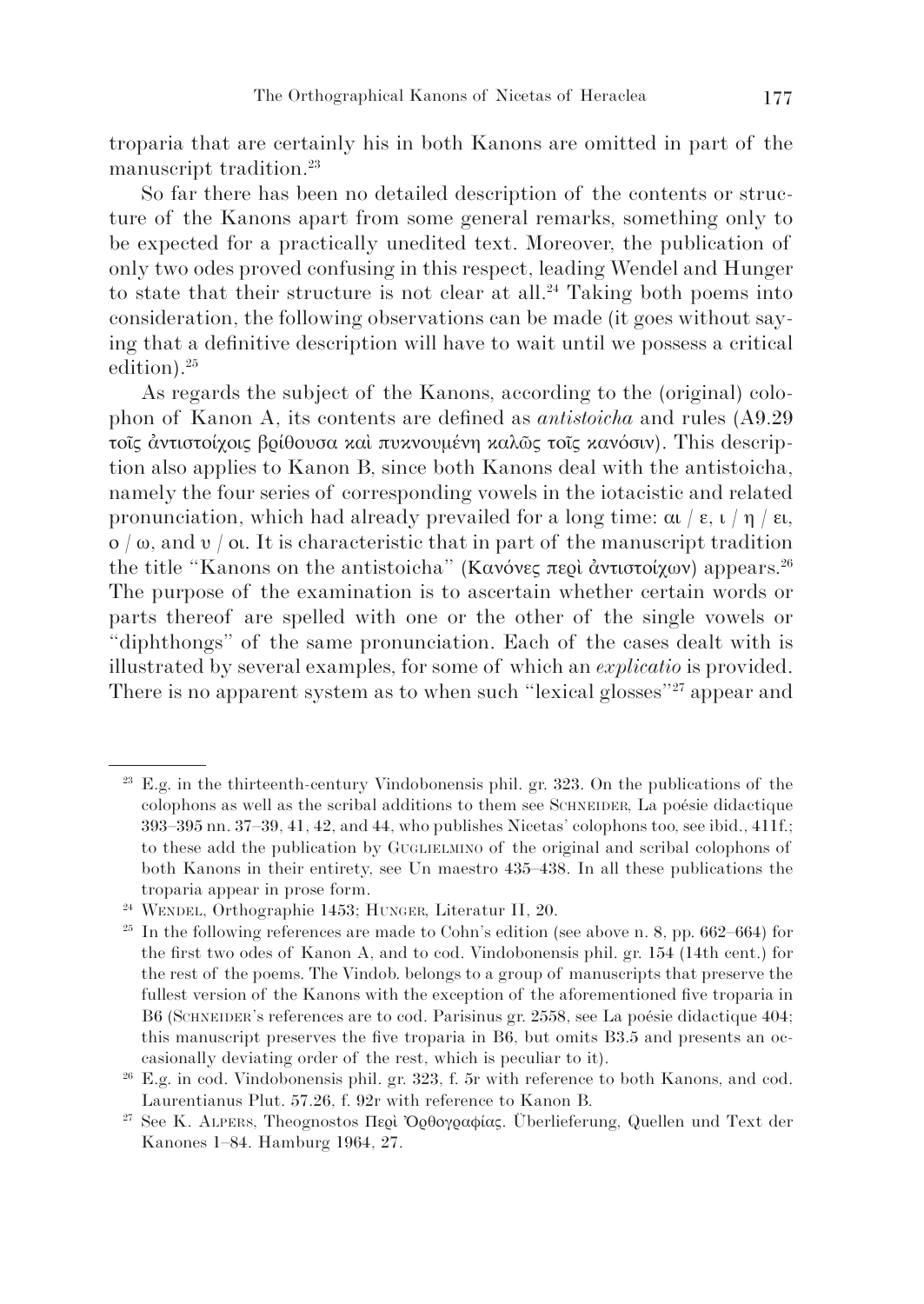troparia that are certainly his in both Kanons are omitted in part of the manuscript tradition.[23]

So far there has been no detailed description of the contents or structure of the Kanons apart from some general remarks, something only to be expected for a practically unedited text. Moreover, the publication of only two odes proved confusing in this respect, leading Wendel and Hunger to state that their structure is not clear at all.[24] Taking both poems into consideration, the following observations can be made (it goes without saying that a definitive description will have to wait until we possess a critical edition).[25]

As regards the subject of the Kanons, according to the (original) colophon of Kanon A, its contents are defined as *antistoicha* and rules (A9.29 τοῖς ἀντιστοίχοις βρίθουσα καὶ πυκνουμένη καλῶς τοῖς κανόσιν). This description also applies to Kanon B, since both Kanons deal with the antistoicha, namely the four series of corresponding vowels in the iotacistic and related pronunciation, which had already prevailed for a long time: αι / ε, ι / η / ει, ο / ω, and υ / οι. It is characteristic that in part of the manuscript tradition the title "Kanons on the antistoicha" (Κανόνες περὶ ἀντιστοίχων) appears.[26] The purpose of the examination is to ascertain whether certain words or parts thereof are spelled with one or the other of the single vowels or "diphthongs" of the same pronunciation. Each of the cases dealt with is illustrated by several examples, for some of which an *explicatio* is provided. There is no apparent system as to when such "lexical glosses"[27] appear and

---

[23] E.g. in the thirteenth-century Vindobonensis phil. gr. 323. On the publications of the colophons as well as the scribal additions to them see Schneider, La poésie didactique 393–395 nn. 37–39, 41, 42, and 44, who publishes Nicetas' colophons too, see ibid., 411f.; to these add the publication by Guglielmino of the original and scribal colophons of both Kanons in their entirety, see Un maestro 435–438. In all these publications the troparia appear in prose form.

[24] Wendel, Orthographie 1453; Hunger, Literatur II, 20.

[25] In the following references are made to Cohn's edition (see above n. 8, pp. 662–664) for the first two odes of Kanon A, and to cod. Vindobonensis phil. gr. 154 (14th cent.) for the rest of the poems. The Vindob. belongs to a group of manuscripts that preserve the fullest version of the Kanons with the exception of the aforementioned five troparia in B6 (Schneider's references are to cod. Parisinus gr. 2558, see La poésie didactique 404; this manuscript preserves the five troparia in B6, but omits B3.5 and presents an occasionally deviating order of the rest, which is peculiar to it).

[26] E.g. in cod. Vindobonensis phil. gr. 323, f. 5r with reference to both Kanons, and cod. Laurentianus Plut. 57.26, f. 92r with reference to Kanon B.

[27] See K. Alpers, Theognostos Περὶ Ὀρθογραφίας. Überlieferung, Quellen und Text der Kanones 1–84. Hamburg 1964, 27.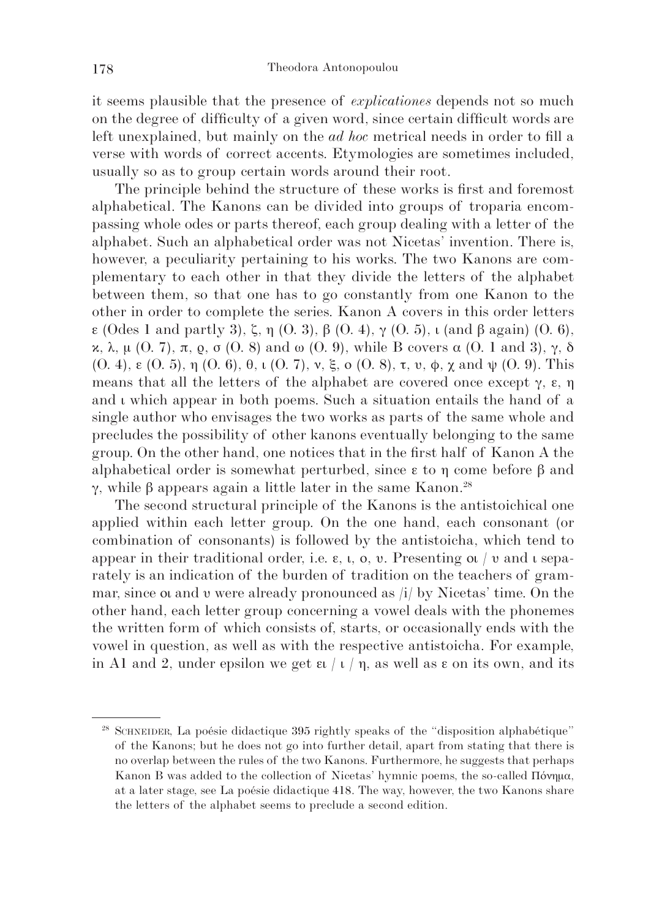it seems plausible that the presence of *explicationes* depends not so much on the degree of difficulty of a given word, since certain difficult words are left unexplained, but mainly on the *ad hoc* metrical needs in order to fill a verse with words of correct accents. Etymologies are sometimes included, usually so as to group certain words around their root.

The principle behind the structure of these works is first and foremost alphabetical. The Kanons can be divided into groups of troparia encompassing whole odes or parts thereof, each group dealing with a letter of the alphabet. Such an alphabetical order was not Nicetas' invention. There is, however, a peculiarity pertaining to his works. The two Kanons are complementary to each other in that they divide the letters of the alphabet between them, so that one has to go constantly from one Kanon to the other in order to complete the series. Kanon A covers in this order letters ε (Odes 1 and partly 3), ζ, η (O. 3), β (O. 4), γ (O. 5), ι (and β again) (O. 6), κ, λ, μ (O. 7), π, ϱ, σ (O. 8) and ω (O. 9), while B covers α (O. 1 and 3), γ, δ (O. 4), ε (O. 5), η (O. 6), θ, ι (O. 7), ν, ξ, ο (O. 8), τ, υ, φ, χ and ψ (O. 9). This means that all the letters of the alphabet are covered once except γ, ε, η and ι which appear in both poems. Such a situation entails the hand of a single author who envisages the two works as parts of the same whole and precludes the possibility of other kanons eventually belonging to the same group. On the other hand, one notices that in the first half of Kanon A the alphabetical order is somewhat perturbed, since ε to η come before β and γ, while β appears again a little later in the same Kanon.[28]

The second structural principle of the Kanons is the antistoichical one applied within each letter group. On the one hand, each consonant (or combination of consonants) is followed by the antistoicha, which tend to appear in their traditional order, i.e. ε, ι, ο, υ. Presenting οι / υ and ι separately is an indication of the burden of tradition on the teachers of grammar, since οι and υ were already pronounced as /i/ by Nicetas' time. On the other hand, each letter group concerning a vowel deals with the phonemes the written form of which consists of, starts, or occasionally ends with the vowel in question, as well as with the respective antistoicha. For example, in A1 and 2, under epsilon we get ει / ι / η, as well as ε on its own, and its

---

[28] Schneider, La poésie didactique 395 rightly speaks of the "disposition alphabétique" of the Kanons; but he does not go into further detail, apart from stating that there is no overlap between the rules of the two Kanons. Furthermore, he suggests that perhaps Kanon B was added to the collection of Nicetas' hymnic poems, the so-called Πόνημα, at a later stage, see La poésie didactique 418. The way, however, the two Kanons share the letters of the alphabet seems to preclude a second edition.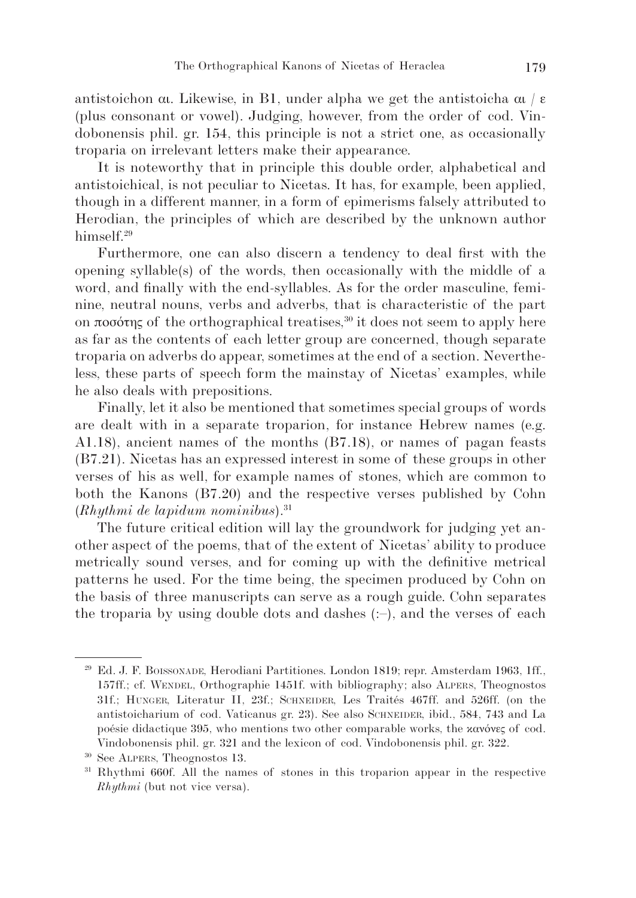antistoichon αι. Likewise, in B1, under alpha we get the antistoicha αι / ε (plus consonant or vowel). Judging, however, from the order of cod. Vindobonensis phil. gr. 154, this principle is not a strict one, as occasionally troparia on irrelevant letters make their appearance.

It is noteworthy that in principle this double order, alphabetical and antistoichical, is not peculiar to Nicetas. It has, for example, been applied, though in a different manner, in a form of epimerisms falsely attributed to Herodian, the principles of which are described by the unknown author himself.[29]

Furthermore, one can also discern a tendency to deal first with the opening syllable(s) of the words, then occasionally with the middle of a word, and finally with the end-syllables. As for the order masculine, feminine, neutral nouns, verbs and adverbs, that is characteristic of the part on ποσότης of the orthographical treatises,[30] it does not seem to apply here as far as the contents of each letter group are concerned, though separate troparia on adverbs do appear, sometimes at the end of a section. Nevertheless, these parts of speech form the mainstay of Nicetas' examples, while he also deals with prepositions.

Finally, let it also be mentioned that sometimes special groups of words are dealt with in a separate troparion, for instance Hebrew names (e.g. A1.18), ancient names of the months (B7.18), or names of pagan feasts (B7.21). Nicetas has an expressed interest in some of these groups in other verses of his as well, for example names of stones, which are common to both the Kanons (B7.20) and the respective verses published by Cohn (*Rhythmi de lapidum nominibus*).[31]

The future critical edition will lay the groundwork for judging yet another aspect of the poems, that of the extent of Nicetas' ability to produce metrically sound verses, and for coming up with the definitive metrical patterns he used. For the time being, the specimen produced by Cohn on the basis of three manuscripts can serve as a rough guide. Cohn separates the troparia by using double dots and dashes (:–), and the verses of each

---

[29] Ed. J. F. Boissonade, Herodiani Partitiones. London 1819; repr. Amsterdam 1963, 1ff., 157ff.; cf. Wendel, Orthographie 1451f. with bibliography; also Alpers, Theognostos 31f.; Hunger, Literatur II, 23f.; Schneider, Les Traités 467ff. and 526ff. (on the antistoicharium of cod. Vaticanus gr. 23). See also Schneider, ibid., 584, 743 and La poésie didactique 395, who mentions two other comparable works, the κανόνες of cod. Vindobonensis phil. gr. 321 and the lexicon of cod. Vindobonensis phil. gr. 322.

[30] See Alpers, Theognostos 13.

[31] Rhythmi 660f. All the names of stones in this troparion appear in the respective *Rhythmi* (but not vice versa).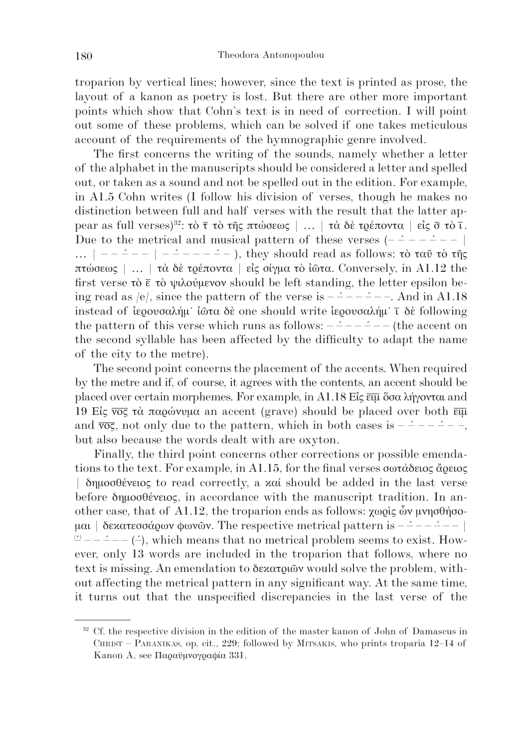troparion by vertical lines; however, since the text is printed as prose, the layout of a kanon as poetry is lost. But there are other more important points which show that Cohn's text is in need of correction. I will point out some of these problems, which can be solved if one takes meticulous account of the requirements of the hymnographic genre involved.

The first concerns the writing of the sounds, namely whether a letter of the alphabet in the manuscripts should be considered a letter and spelled out, or taken as a sound and not be spelled out in the edition. For example, in A1.5 Cohn writes (I follow his division of verses, though he makes no distinction between full and half verses with the result that the latter appear as full verses)[32]: τὸ τ̄ τὸ τῆς πτώσεως | … | τὰ δὲ τρέποντα | εἰς σ̄ τὸ ῑ. Due to the metrical and musical pattern of these verses (– ⁻́ – – ⁻́ – – | … | – – ⁻́ – – | – ⁻́ – – – – ⁻́ –), they should read as follows: τὸ ταῦ τὸ τῆς πτώσεως | … | τὰ δὲ τρέποντα | εἰς σίγμα τὸ ἰῶτα. Conversely, in A1.12 the first verse τὸ ε̄ τὸ ψιλούμενον should be left standing, the letter epsilon being read as /e/, since the pattern of the verse is – ⁻́ – – ⁻́ – –. And in A1.18 instead of ἱερουσαλήμ· ἰῶτα δὲ one should write ἱερουσαλήμ· ῑ δὲ following the pattern of this verse which runs as follows: – ⁻́ – – ⁻́ – – (the accent on the second syllable has been affected by the difficulty to adapt the name of the city to the metre).

The second point concerns the placement of the accents. When required by the metre and if, of course, it agrees with the contents, an accent should be placed over certain morphemes. For example, in A1.18 Εἰς ε̄ῑμ̄ ὅσα λήγονται and 19 Εἰς ν̄ο̄ς̄ τὰ παρώνυμα an accent (grave) should be placed over both ε̄ῑμ̄ and ν̄ο̄ς̄, not only due to the pattern, which in both cases is – ⁻́ – – – ⁻́ – –, but also because the words dealt with are oxyton.

Finally, the third point concerns other corrections or possible emendations to the text. For example, in A1.15, for the final verses σωτάδειος ἄρειος | δημοσθένειος to read correctly, a καί should be added in the last verse before δημοσθένειος, in accordance with the manuscript tradition. In another case, that of A1.12, the troparion ends as follows: χωρὶς ὧν μνησθήσομαι | δεκατεσσάρων φωνῶν. The respective metrical pattern is – ⁻́ – – – ⁻́ – – | ⁽⁻́⁾ – – ⁻́ – – (⁻́), which means that no metrical problem seems to exist. However, only 13 words are included in the troparion that follows, where no text is missing. An emendation to δεκατριῶν would solve the problem, without affecting the metrical pattern in any significant way. At the same time, it turns out that the unspecified discrepancies in the last verse of the

[32] Cf. the respective division in the edition of the master kanon of John of Damascus in Christ – Paranikas, op. cit., 229; followed by Mitsakis, who prints troparia 12–14 of Kanon A, see Παραϋμνογραφία 331.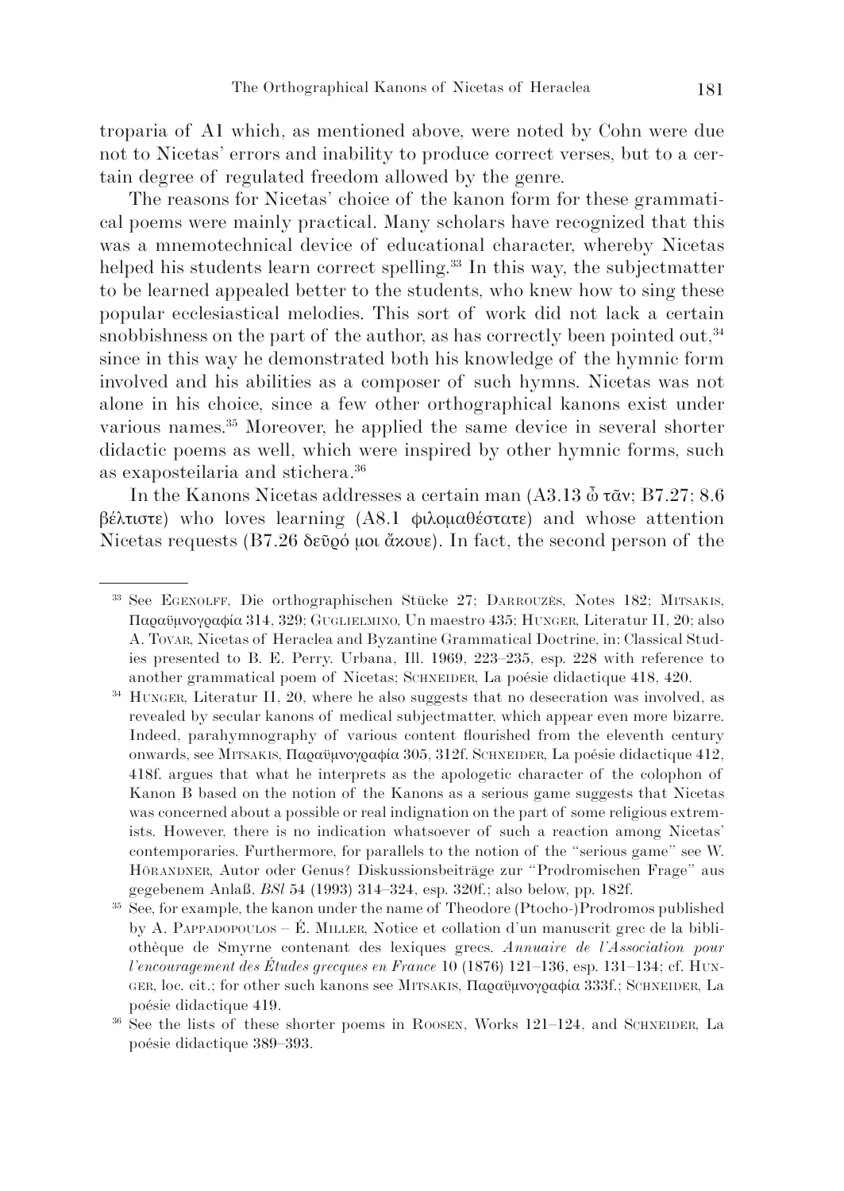troparia of A1 which, as mentioned above, were noted by Cohn were due not to Nicetas' errors and inability to produce correct verses, but to a certain degree of regulated freedom allowed by the genre.

The reasons for Nicetas' choice of the kanon form for these grammatical poems were mainly practical. Many scholars have recognized that this was a mnemotechnical device of educational character, whereby Nicetas helped his students learn correct spelling.[33] In this way, the subjectmatter to be learned appealed better to the students, who knew how to sing these popular ecclesiastical melodies. This sort of work did not lack a certain snobbishness on the part of the author, as has correctly been pointed out,[34] since in this way he demonstrated both his knowledge of the hymnic form involved and his abilities as a composer of such hymns. Nicetas was not alone in his choice, since a few other orthographical kanons exist under various names.[35] Moreover, he applied the same device in several shorter didactic poems as well, which were inspired by other hymnic forms, such as exaposteilaria and stichera.[36]

In the Kanons Nicetas addresses a certain man (A3.13 ὦ τᾶν; B7.27; 8.6 βέλτιστε) who loves learning (A8.1 φιλομαθέστατε) and whose attention Nicetas requests (B7.26 δεῦρό μοι ἄκουε). In fact, the second person of the

---

[33] See Egenolff, Die orthographischen Stücke 27; Darrouzès, Notes 182; Mitsakis, Παραϋμνογραφία 314, 329; Guglielmino, Un maestro 435; Hunger, Literatur II, 20; also A. Tovar, Nicetas of Heraclea and Byzantine Grammatical Doctrine, in: Classical Studies presented to B. E. Perry. Urbana, Ill. 1969, 223–235, esp. 228 with reference to another grammatical poem of Nicetas; Schneider, La poésie didactique 418, 420.

[34] Hunger, Literatur II, 20, where he also suggests that no desecration was involved, as revealed by secular kanons of medical subjectmatter, which appear even more bizarre. Indeed, parahymnography of various content flourished from the eleventh century onwards, see Mitsakis, Παραϋμνογραφία 305, 312f. Schneider, La poésie didactique 412, 418f. argues that what he interprets as the apologetic character of the colophon of Kanon B based on the notion of the Kanons as a serious game suggests that Nicetas was concerned about a possible or real indignation on the part of some religious extremists. However, there is no indication whatsoever of such a reaction among Nicetas' contemporaries. Furthermore, for parallels to the notion of the "serious game" see W. Hörandner, Autor oder Genus? Diskussionsbeiträge zur "Prodromischen Frage" aus gegebenem Anlaß. *BSl* 54 (1993) 314–324, esp. 320f.; also below, pp. 182f.

[35] See, for example, the kanon under the name of Theodore (Ptocho-)Prodromos published by A. Pappadopoulos – É. Miller, Notice et collation d'un manuscrit grec de la bibliothèque de Smyrne contenant des lexiques grecs. *Annuaire de l'Association pour l'encouragement des Études grecques en France* 10 (1876) 121–136, esp. 131–134; cf. Hunger, loc. cit.; for other such kanons see Mitsakis, Παραϋμνογραφία 333f.; Schneider, La poésie didactique 419.

[36] See the lists of these shorter poems in Roosen, Works 121–124, and Schneider, La poésie didactique 389–393.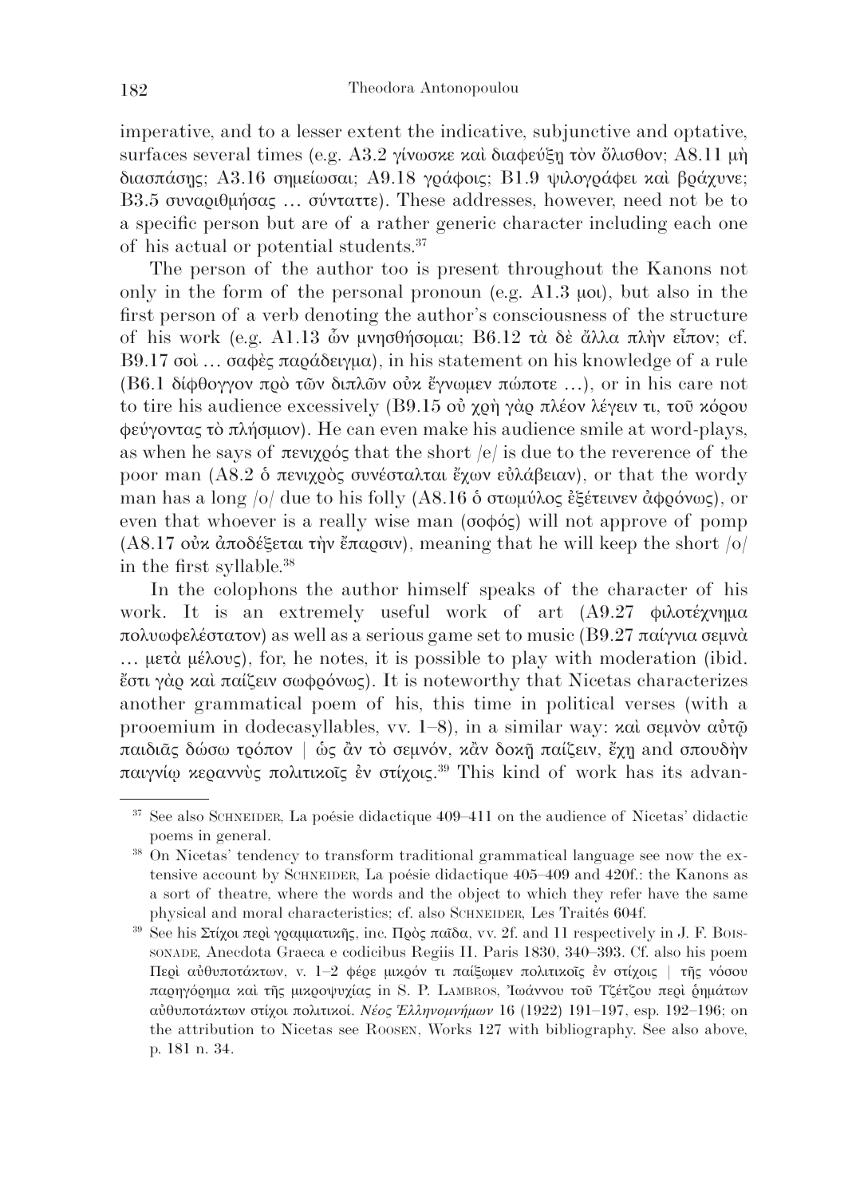imperative, and to a lesser extent the indicative, subjunctive and optative, surfaces several times (e.g. A3.2 γίνωσκε καὶ διαφεύξῃ τὸν ὄλισθον; A8.11 μὴ διασπάσῃς; A3.16 σημείωσαι; A9.18 γράφοις; B1.9 ψιλογράφει καὶ βράχυνε; B3.5 συναριθμήσας … σύνταττε). These addresses, however, need not be to a specific person but are of a rather generic character including each one of his actual or potential students.[37]

The person of the author too is present throughout the Kanons not only in the form of the personal pronoun (e.g. A1.3 μοι), but also in the first person of a verb denoting the author's consciousness of the structure of his work (e.g. A1.13 ὧν μνησθήσομαι; B6.12 τὰ δὲ ἄλλα πλὴν εἶπον; cf. B9.17 σοὶ … σαφὲς παράδειγμα), in his statement on his knowledge of a rule (B6.1 δίφθογγον πρὸ τῶν διπλῶν οὐκ ἔγνωμεν πώποτε …), or in his care not to tire his audience excessively (B9.15 οὐ χρὴ γὰρ πλέον λέγειν τι, τοῦ κόρου φεύγοντας τὸ πλήσμιον). He can even make his audience smile at word-plays, as when he says of πενιχρός that the short /e/ is due to the reverence of the poor man (A8.2 ὁ πενιχρὸς συνέσταλται ἔχων εὐλάβειαν), or that the wordy man has a long /o/ due to his folly (A8.16 ὁ στωμύλος ἐξέτεινεν ἀφρόνως), or even that whoever is a really wise man (σοφός) will not approve of pomp (A8.17 οὐκ ἀποδέξεται τὴν ἔπαρσιν), meaning that he will keep the short /o/ in the first syllable.[38]

In the colophons the author himself speaks of the character of his work. It is an extremely useful work of art (A9.27 φιλοτέχνημα πολυωφελέστατον) as well as a serious game set to music (B9.27 παίγνια σεμνὰ … μετὰ μέλους), for, he notes, it is possible to play with moderation (ibid. ἔστι γὰρ καὶ παίζειν σωφρόνως). It is noteworthy that Nicetas characterizes another grammatical poem of his, this time in political verses (with a prooemium in dodecasyllables, vv. 1–8), in a similar way: καὶ σεμνὸν αὐτῷ παιδιᾶς δώσω τρόπον | ὡς ἂν τὸ σεμνόν, κἂν δοκῇ παίζειν, ἔχῃ and σπουδὴν παιγνίῳ κεραννὺς πολιτικοῖς ἐν στίχοις.[39] This kind of work has its advan-

---

[37] See also Schneider, La poésie didactique 409–411 on the audience of Nicetas' didactic poems in general.

[38] On Nicetas' tendency to transform traditional grammatical language see now the extensive account by Schneider, La poésie didactique 405–409 and 420f.: the Kanons as a sort of theatre, where the words and the object to which they refer have the same physical and moral characteristics; cf. also Schneider, Les Traités 604f.

[39] See his Στίχοι περὶ γραμματικῆς, inc. Πρὸς παῖδα, vv. 2f. and 11 respectively in J. F. Boissonade, Anecdota Graeca e codicibus Regiis II. Paris 1830, 340–393. Cf. also his poem Περὶ αὐθυποτάκτων, v. 1–2 φέρε μικρόν τι παίξωμεν πολιτικοῖς ἐν στίχοις | τῆς νόσου παρηγόρημα καὶ τῆς μικροψυχίας in S. P. Lambros, Ἰωάννου τοῦ Τζέτζου περὶ ῥημάτων αὐθυποτάκτων στίχοι πολιτικοί. *Νέος Ἑλληνομνήμων* 16 (1922) 191–197, esp. 192–196; on the attribution to Nicetas see Roosen, Works 127 with bibliography. See also above, p. 181 n. 34.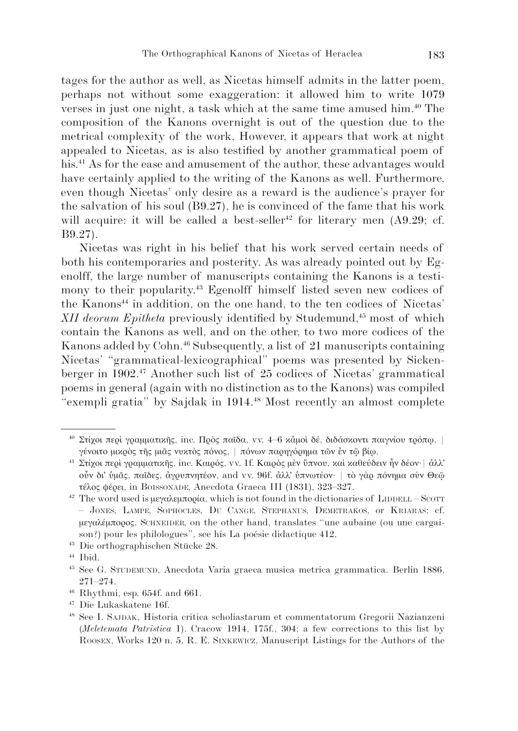tages for the author as well, as Nicetas himself admits in the latter poem, perhaps not without some exaggeration: it allowed him to write 1079 verses in just one night, a task which at the same time amused him.[40] The composition of the Kanons overnight is out of the question due to the metrical complexity of the work. However, it appears that work at night appealed to Nicetas, as is also testified by another grammatical poem of his.[41] As for the ease and amusement of the author, these advantages would have certainly applied to the writing of the Kanons as well. Furthermore, even though Nicetas' only desire as a reward is the audience's prayer for the salvation of his soul (B9.27), he is convinced of the fame that his work will acquire: it will be called a best-seller[42] for literary men (A9.29; cf. B9.27).

Nicetas was right in his belief that his work served certain needs of both his contemporaries and posterity. As was already pointed out by Egenolff, the large number of manuscripts containing the Kanons is a testimony to their popularity.[43] Egenolff himself listed seven new codices of the Kanons[44] in addition, on the one hand, to the ten codices of Nicetas' *XII deorum Epitheta* previously identified by Studemund,[45] most of which contain the Kanons as well, and on the other, to two more codices of the Kanons added by Cohn.[46] Subsequently, a list of 21 manuscripts containing Nicetas' "grammatical-lexicographical" poems was presented by Sickenberger in 1902.[47] Another such list of 25 codices of Nicetas' grammatical poems in general (again with no distinction as to the Kanons) was compiled "exempli gratia" by Sajdak in 1914.[48] Most recently an almost complete

---

[40] Στίχοι περὶ γραμματικῆς, inc. Πρὸς παῖδα, vv. 4–6 κἀμοὶ δέ, διδάσκοντι παιγνίου τρόπῳ, | γένοιτο μικρὸς τῆς μιᾶς νυκτὸς πόνος, | πόνων παρηγόρημα τῶν ἐν τῷ βίῳ.

[41] Στίχοι περὶ γραμματικῆς, inc. Καιρός, vv. 1f. Καιρὸς μὲν ὕπνου, καὶ καθεύδειν ἦν δέον· | ἀλλ' οὖν δι' ὑμᾶς, παῖδες, ἀγρυπνητέον, and vv. 96f. ἀλλ' ὑπνωτέον· | τὸ γὰρ πόνημα σὺν Θεῷ τέλος φέρει, in Boissonade, Anecdota Graeca III (1831), 323–327.

[42] The word used is μεγαλεμπορία, which is not found in the dictionaries of Liddell – Scott – Jones, Lampe, Sophocles, Du Cange, Stephanus, Demetrakos, or Kriaras; cf. μεγαλέμπορος. Schneider, on the other hand, translates "une aubaine (ou une cargaison?) pour les philologues", see his La poésie didactique 412.

[43] Die orthographischen Stücke 28.

[44] Ibid.

[45] See G. Studemund, Anecdota Varia graeca musica metrica grammatica. Berlin 1886, 271–274.

[46] Rhythmi, esp. 654f. and 661.

[47] Die Lukaskatene 16f.

[48] See I. Sajdak, Historia critica scholiastarum et commentatorum Gregorii Nazianzeni (*Meletemata Patristica* 1). Cracow 1914, 175f., 304; a few corrections to this list by Roosen, Works 120 n. 5. R. E. Sinkewicz, Manuscript Listings for the Authors of the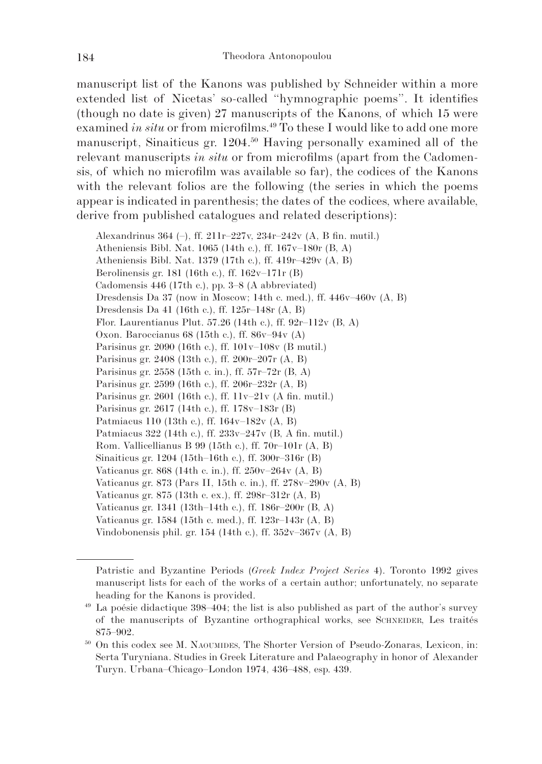manuscript list of the Kanons was published by Schneider within a more extended list of Nicetas' so-called "hymnographic poems". It identifies (though no date is given) 27 manuscripts of the Kanons, of which 15 were examined *in situ* or from microfilms.[49] To these I would like to add one more manuscript, Sinaiticus gr. 1204.[50] Having personally examined all of the relevant manuscripts *in situ* or from microfilms (apart from the Cadomensis, of which no microfilm was available so far), the codices of the Kanons with the relevant folios are the following (the series in which the poems appear is indicated in parenthesis; the dates of the codices, where available, derive from published catalogues and related descriptions):

Alexandrinus 364 (–), ff. 211r–227v, 234r–242v (A, B fin. mutil.)
Atheniensis Bibl. Nat. 1065 (14th c.), ff. 167v–180r (B, A)
Atheniensis Bibl. Nat. 1379 (17th c.), ff. 419r–429v (A, B)
Berolinensis gr. 181 (16th c.), ff. 162v–171r (B)
Cadomensis 446 (17th c.), pp. 3–8 (A abbreviated)
Dresdensis Da 37 (now in Moscow; 14th c. med.), ff. 446v–460v (A, B)
Dresdensis Da 41 (16th c.), ff. 125r–148r (A, B)
Flor. Laurentianus Plut. 57.26 (14th c.), ff. 92r–112v (B, A)
Oxon. Baroccianus 68 (15th c.), ff. 86v–94v (A)
Parisinus gr. 2090 (16th c.), ff. 101v–108v (B mutil.)
Parisinus gr. 2408 (13th c.), ff. 200r–207r (A, B)
Parisinus gr. 2558 (15th c. in.), ff. 57r–72r (B, A)
Parisinus gr. 2599 (16th c.), ff. 206r–232r (A, B)
Parisinus gr. 2601 (16th c.), ff. 11v–21v (A fin. mutil.)
Parisinus gr. 2617 (14th c.), ff. 178v–183r (B)
Patmiacus 110 (13th c.), ff. 164v–182v (A, B)
Patmiacus 322 (14th c.), ff. 233v–247v (B, A fin. mutil.)
Rom. Vallicellianus B 99 (15th c.), ff. 70r–101r (A, B)
Sinaiticus gr. 1204 (15th–16th c.), ff. 300r–316r (B)
Vaticanus gr. 868 (14th c. in.), ff. 250v–264v (A, B)
Vaticanus gr. 873 (Pars II, 15th c. in.), ff. 278v–290v (A, B)
Vaticanus gr. 875 (13th c. ex.), ff. 298r–312r (A, B)
Vaticanus gr. 1341 (13th–14th c.), ff. 186r–200r (B, A)
Vaticanus gr. 1584 (15th c. med.), ff. 123r–143r (A, B)
Vindobonensis phil. gr. 154 (14th c.), ff. 352v–367v (A, B)

---

Patristic and Byzantine Periods (*Greek Index Project Series* 4). Toronto 1992 gives manuscript lists for each of the works of a certain author; unfortunately, no separate heading for the Kanons is provided.

[49] La poésie didactique 398–404; the list is also published as part of the author's survey of the manuscripts of Byzantine orthographical works, see Schneider, Les traités 875–902.

[50] On this codex see M. Naoumides, The Shorter Version of Pseudo-Zonaras, Lexicon, in: Serta Turyniana. Studies in Greek Literature and Palaeography in honor of Alexander Turyn. Urbana–Chicago–London 1974, 436–488, esp. 439.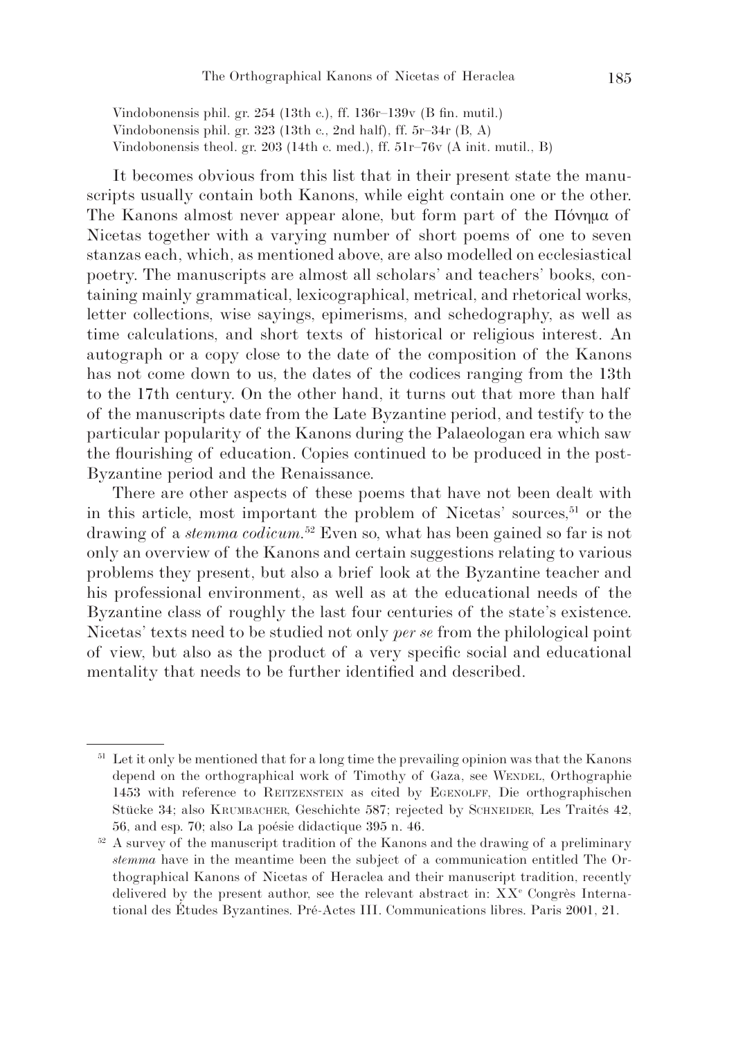Vindobonensis phil. gr. 254 (13th c.), ff. 136r–139v (B fin. mutil.)
Vindobonensis phil. gr. 323 (13th c., 2nd half), ff. 5r–34r (B, A)
Vindobonensis theol. gr. 203 (14th c. med.), ff. 51r–76v (A init. mutil., B)

It becomes obvious from this list that in their present state the manuscripts usually contain both Kanons, while eight contain one or the other. The Kanons almost never appear alone, but form part of the Πόνημα of Nicetas together with a varying number of short poems of one to seven stanzas each, which, as mentioned above, are also modelled on ecclesiastical poetry. The manuscripts are almost all scholars' and teachers' books, containing mainly grammatical, lexicographical, metrical, and rhetorical works, letter collections, wise sayings, epimerisms, and schedography, as well as time calculations, and short texts of historical or religious interest. An autograph or a copy close to the date of the composition of the Kanons has not come down to us, the dates of the codices ranging from the 13th to the 17th century. On the other hand, it turns out that more than half of the manuscripts date from the Late Byzantine period, and testify to the particular popularity of the Kanons during the Palaeologan era which saw the flourishing of education. Copies continued to be produced in the post-Byzantine period and the Renaissance.

There are other aspects of these poems that have not been dealt with in this article, most important the problem of Nicetas' sources,[51] or the drawing of a *stemma codicum*.[52] Even so, what has been gained so far is not only an overview of the Kanons and certain suggestions relating to various problems they present, but also a brief look at the Byzantine teacher and his professional environment, as well as at the educational needs of the Byzantine class of roughly the last four centuries of the state's existence. Nicetas' texts need to be studied not only *per se* from the philological point of view, but also as the product of a very specific social and educational mentality that needs to be further identified and described.

---

[51] Let it only be mentioned that for a long time the prevailing opinion was that the Kanons depend on the orthographical work of Timothy of Gaza, see Wendel, Orthographie 1453 with reference to Reitzenstein as cited by Egenolff, Die orthographischen Stücke 34; also Krumbacher, Geschichte 587; rejected by Schneider, Les Traités 42, 56, and esp. 70; also La poésie didactique 395 n. 46.

[52] A survey of the manuscript tradition of the Kanons and the drawing of a preliminary *stemma* have in the meantime been the subject of a communication entitled The Orthographical Kanons of Nicetas of Heraclea and their manuscript tradition, recently delivered by the present author, see the relevant abstract in: XX[e] Congrès International des Études Byzantines. Pré-Actes III. Communications libres. Paris 2001, 21.